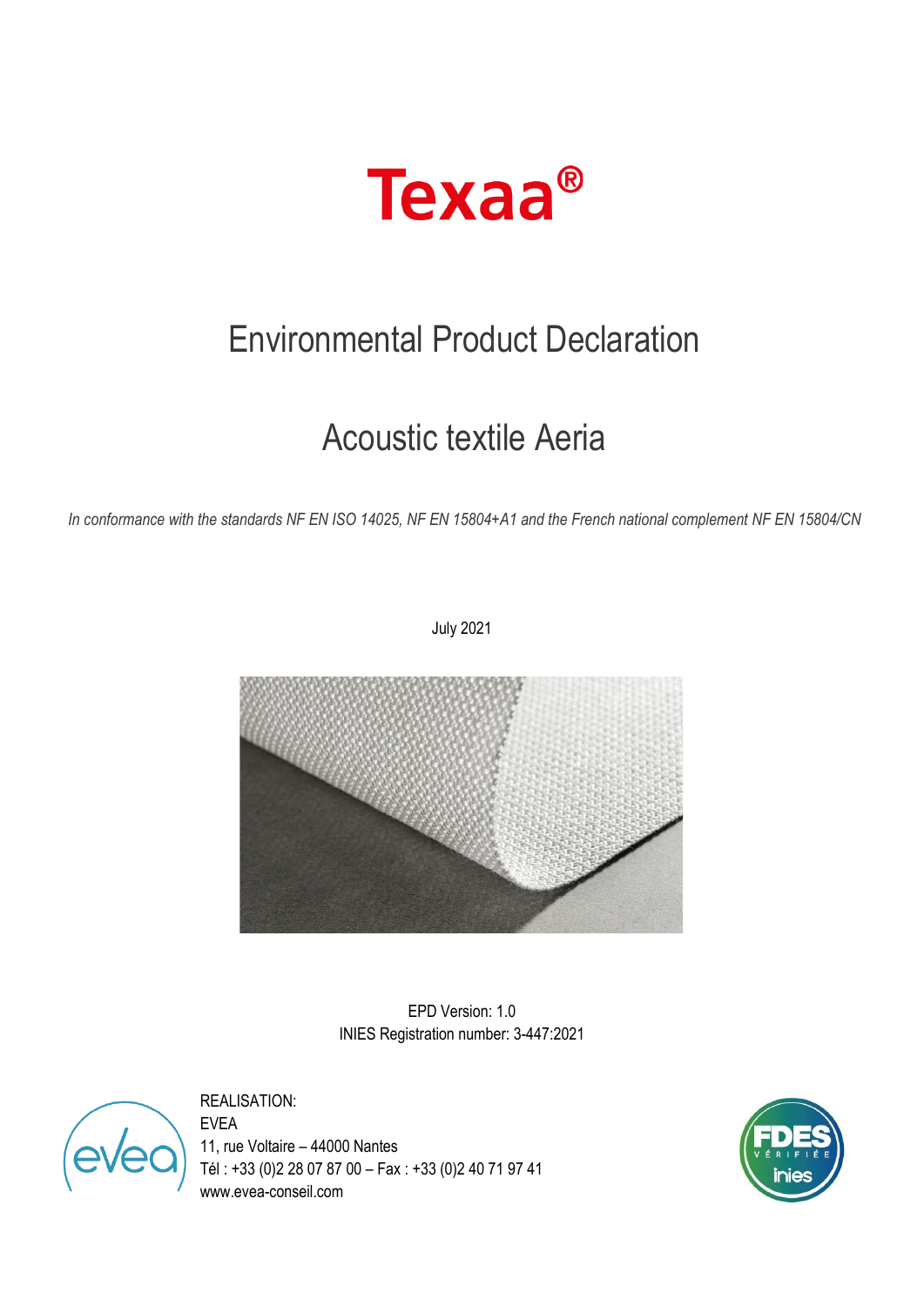# Texaa®

## Environmental Product Declaration

## Acoustic textile Aeria

*In conformance with the standards NF EN ISO 14025, NF EN 15804+A1 and the French national complement NF EN 15804/CN*

July 2021

EPD Version: 1.0
INIES Registration number: 3-447:2021

REALISATION:
EVEA
11, rue Voltaire – 44000 Nantes
Tél : +33 (0)2 28 07 87 00 – Fax : +33 (0)2 40 71 97 41
www.evea-conseil.com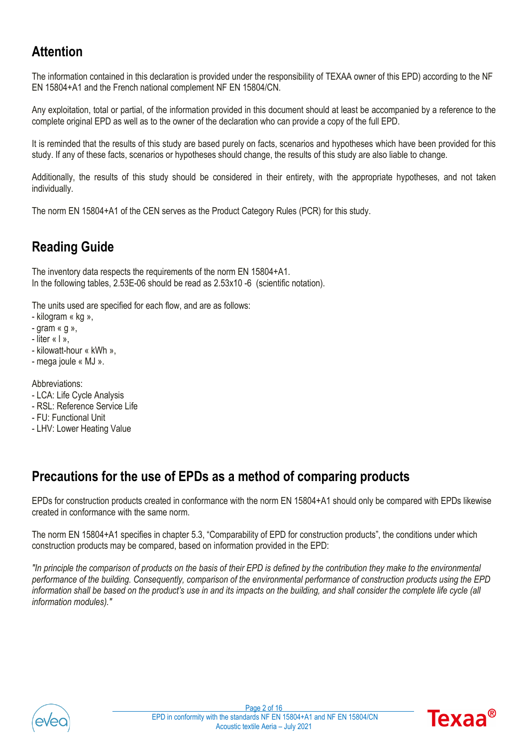## Attention

The information contained in this declaration is provided under the responsibility of TEXAA owner of this EPD) according to the NF EN 15804+A1 and the French national complement NF EN 15804/CN.

Any exploitation, total or partial, of the information provided in this document should at least be accompanied by a reference to the complete original EPD as well as to the owner of the declaration who can provide a copy of the full EPD.

It is reminded that the results of this study are based purely on facts, scenarios and hypotheses which have been provided for this study. If any of these facts, scenarios or hypotheses should change, the results of this study are also liable to change.

Additionally, the results of this study should be considered in their entirety, with the appropriate hypotheses, and not taken individually.

The norm EN 15804+A1 of the CEN serves as the Product Category Rules (PCR) for this study.

## Reading Guide

The inventory data respects the requirements of the norm EN 15804+A1.
In the following tables, 2.53E-06 should be read as $2.53 \times 10^{-6}$ (scientific notation).

The units used are specified for each flow, and are as follows:
- kilogram « kg »,
- gram « g »,
- liter « l »,
- kilowatt-hour « kWh »,
- mega joule « MJ ».

Abbreviations:
- LCA: Life Cycle Analysis
- RSL: Reference Service Life
- FU: Functional Unit
- LHV: Lower Heating Value

## Precautions for the use of EPDs as a method of comparing products

EPDs for construction products created in conformance with the norm EN 15804+A1 should only be compared with EPDs likewise created in conformance with the same norm.

The norm EN 15804+A1 specifies in chapter 5.3, “Comparability of EPD for construction products”, the conditions under which construction products may be compared, based on information provided in the EPD:

*"In principle the comparison of products on the basis of their EPD is defined by the contribution they make to the environmental performance of the building. Consequently, comparison of the environmental performance of construction products using the EPD information shall be based on the product’s use in and its impacts on the building, and shall consider the complete life cycle (all information modules)."*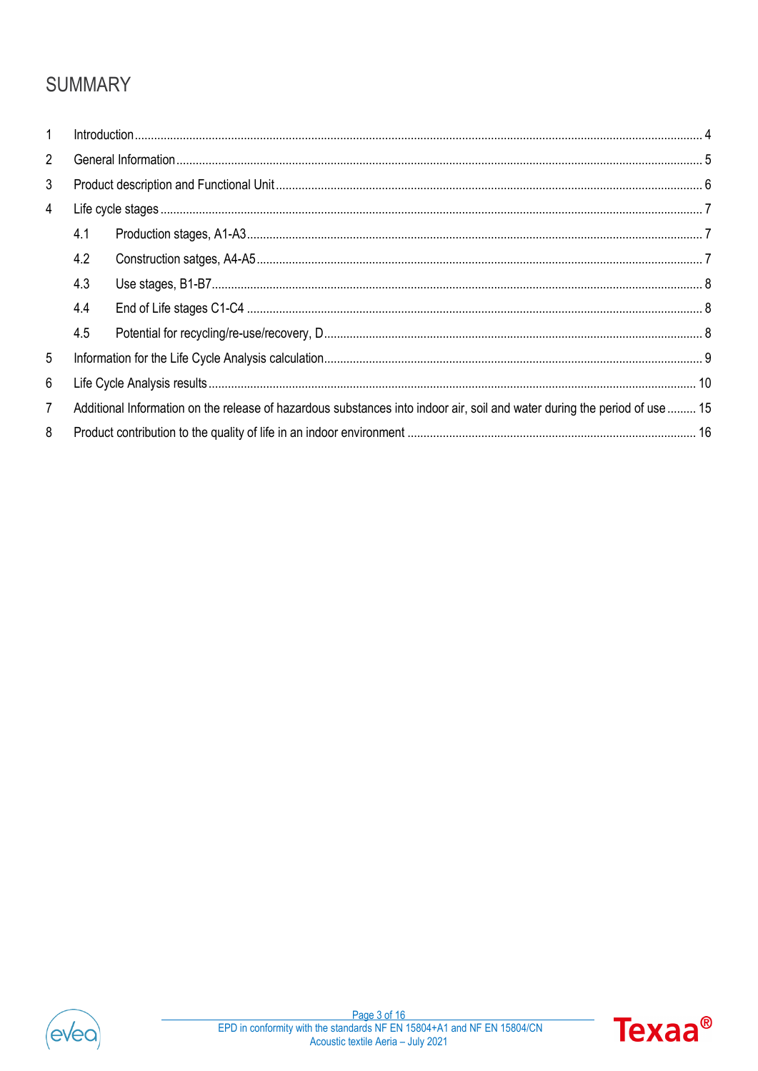# SUMMARY

1 Introduction ..... 4

2 General Information ..... 5

3 Product description and Functional Unit ..... 6

4 Life cycle stages ..... 7

- 4.1 Production stages, A1-A3 ..... 7
- 4.2 Construction satges, A4-A5 ..... 7
- 4.3 Use stages, B1-B7 ..... 8
- 4.4 End of Life stages C1-C4 ..... 8
- 4.5 Potential for recycling/re-use/recovery, D ..... 8

5 Information for the Life Cycle Analysis calculation ..... 9

6 Life Cycle Analysis results ..... 10

7 Additional Information on the release of hazardous substances into indoor air, soil and water during the period of use ..... 15

8 Product contribution to the quality of life in an indoor environment ..... 16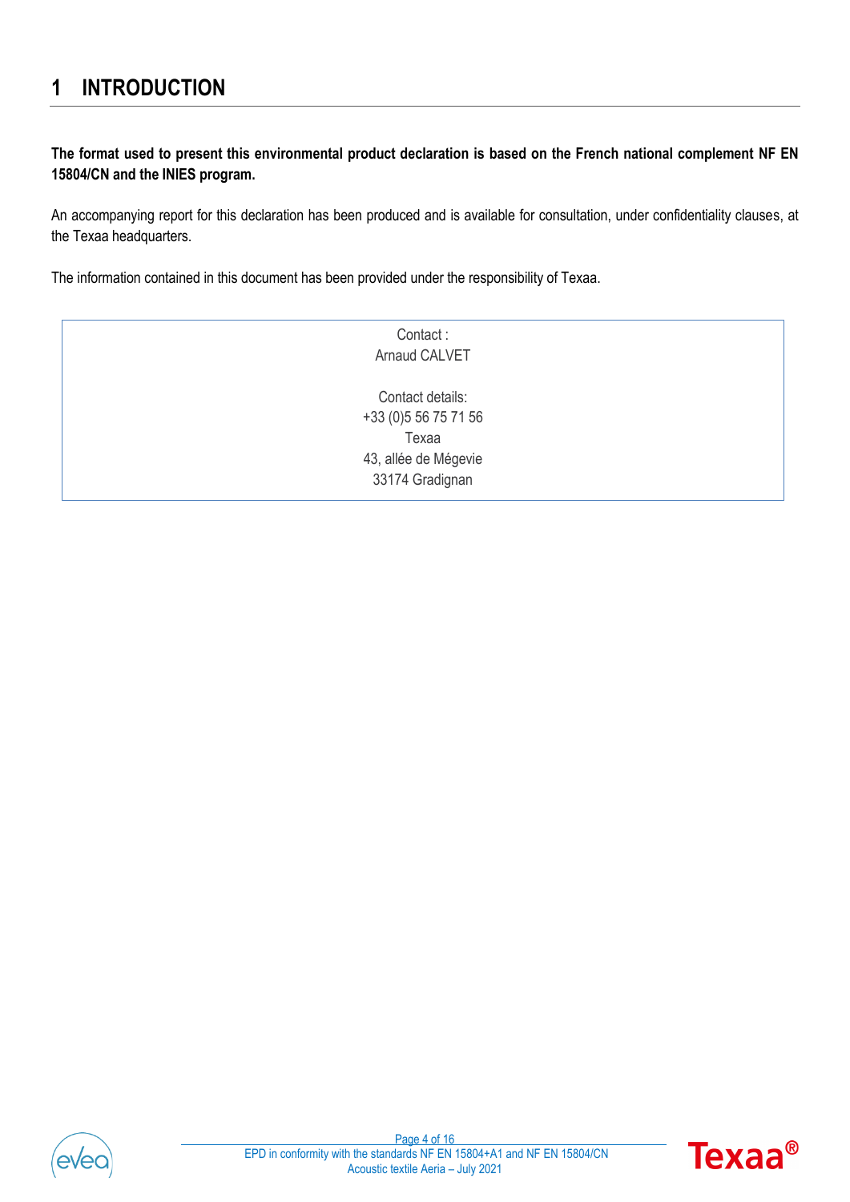# 1 INTRODUCTION

**The format used to present this environmental product declaration is based on the French national complement NF EN 15804/CN and the INIES program.**

An accompanying report for this declaration has been produced and is available for consultation, under confidentiality clauses, at the Texaa headquarters.

The information contained in this document has been provided under the responsibility of Texaa.

| Contact :<br>Arnaud CALVET<br><br>Contact details:<br>+33 (0)5 56 75 71 56<br>Texaa<br>43, allée de Mégevie<br>33174 Gradignan |
|---|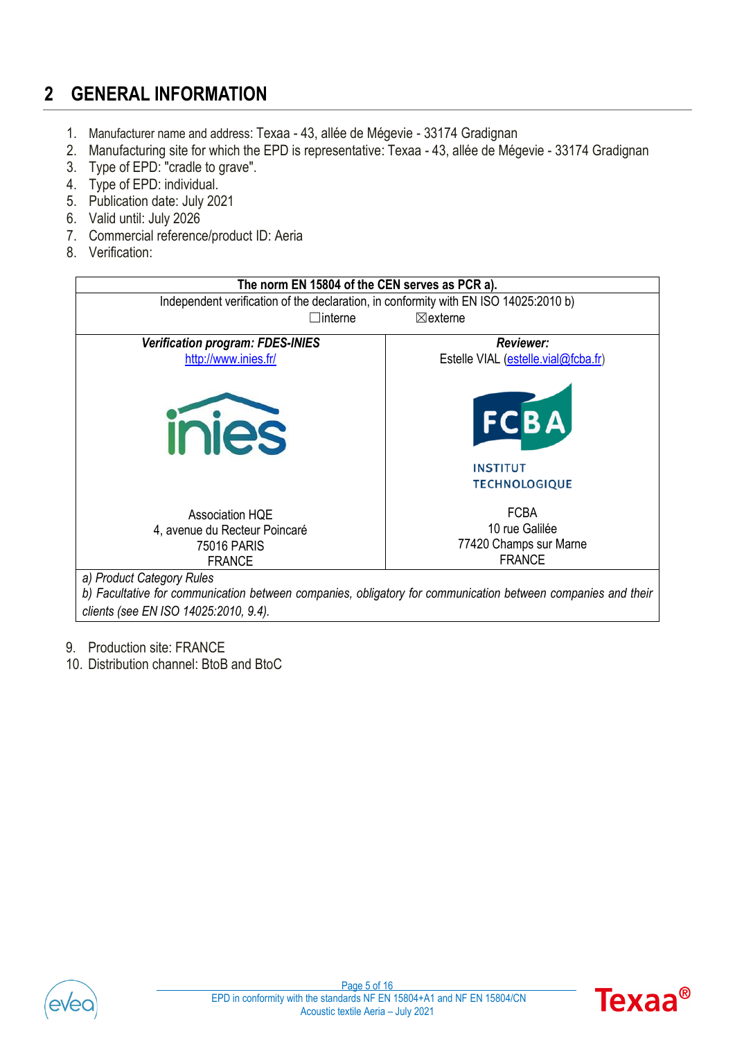## 2 GENERAL INFORMATION

1. Manufacturer name and address: Texaa - 43, allée de Mégevie - 33174 Gradignan
2. Manufacturing site for which the EPD is representative: Texaa - 43, allée de Mégevie - 33174 Gradignan
3. Type of EPD: "cradle to grave".
4. Type of EPD: individual.
5. Publication date: July 2021
6. Valid until: July 2026
7. Commercial reference/product ID: Aeria
8. Verification:

| **The norm EN 15804 of the CEN serves as PCR a).** | |
|---|---|
| Independent verification of the declaration, in conformity with EN ISO 14025:2010 b)<br>☐interne ☒externe | |
| ***Verification program: FDES-INIES***<br>http://www.inies.fr/<br><br>Association HQE<br>4, avenue du Recteur Poincaré<br>75016 PARIS<br>FRANCE | ***Reviewer:***<br>Estelle VIAL (estelle.vial@fcba.fr)<br><br>FCBA<br>10 rue Galilée<br>77420 Champs sur Marne<br>FRANCE |
| *a) Product Category Rules*<br>*b) Facultative for communication between companies, obligatory for communication between companies and their clients (see EN ISO 14025:2010, 9.4).* | |

9. Production site: FRANCE
10. Distribution channel: BtoB and BtoC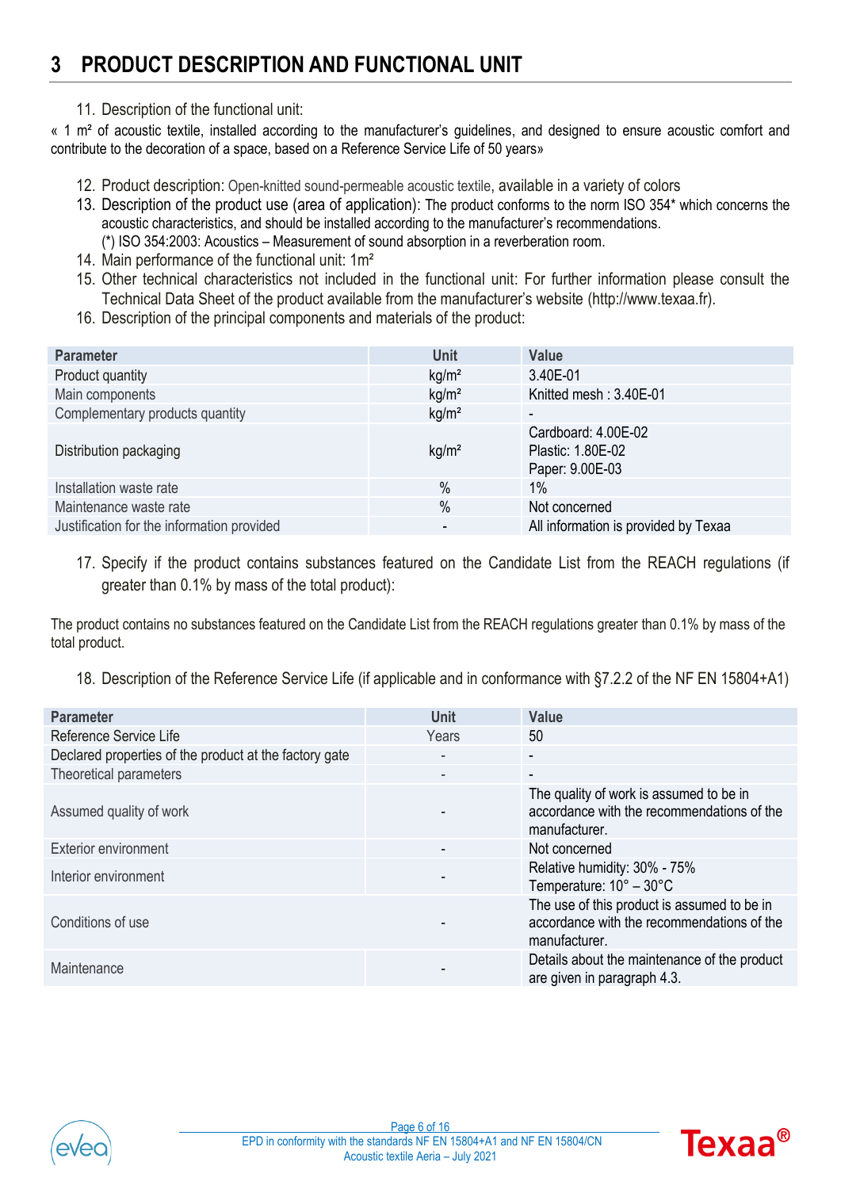# 3 PRODUCT DESCRIPTION AND FUNCTIONAL UNIT

11. Description of the functional unit:

« 1 m² of acoustic textile, installed according to the manufacturer's guidelines, and designed to ensure acoustic comfort and contribute to the decoration of a space, based on a Reference Service Life of 50 years»

12. Product description: Open-knitted sound-permeable acoustic textile, available in a variety of colors
13. Description of the product use (area of application): The product conforms to the norm ISO 354* which concerns the acoustic characteristics, and should be installed according to the manufacturer's recommendations.
    (*) ISO 354:2003: Acoustics – Measurement of sound absorption in a reverberation room.
14. Main performance of the functional unit: 1m²
15. Other technical characteristics not included in the functional unit: For further information please consult the Technical Data Sheet of the product available from the manufacturer's website (http://www.texaa.fr).
16. Description of the principal components and materials of the product:

| Parameter | Unit | Value |
|---|---|---|
| Product quantity | kg/m² | 3.40E-01 |
| Main components | kg/m² | Knitted mesh : 3.40E-01 |
| Complementary products quantity | kg/m² | - |
| Distribution packaging | kg/m² | Cardboard: 4.00E-02<br>Plastic: 1.80E-02<br>Paper: 9.00E-03 |
| Installation waste rate | % | 1% |
| Maintenance waste rate | % | Not concerned |
| Justification for the information provided | - | All information is provided by Texaa |

17. Specify if the product contains substances featured on the Candidate List from the REACH regulations (if greater than 0.1% by mass of the total product):

The product contains no substances featured on the Candidate List from the REACH regulations greater than 0.1% by mass of the total product.

18. Description of the Reference Service Life (if applicable and in conformance with §7.2.2 of the NF EN 15804+A1)

| Parameter | Unit | Value |
|---|---|---|
| Reference Service Life | Years | 50 |
| Declared properties of the product at the factory gate | - | - |
| Theoretical parameters | - | - |
| Assumed quality of work | - | The quality of work is assumed to be in accordance with the recommendations of the manufacturer. |
| Exterior environment | - | Not concerned |
| Interior environment | - | Relative humidity: 30% - 75%<br>Temperature: 10° – 30°C |
| Conditions of use | - | The use of this product is assumed to be in accordance with the recommendations of the manufacturer. |
| Maintenance | - | Details about the maintenance of the product are given in paragraph 4.3. |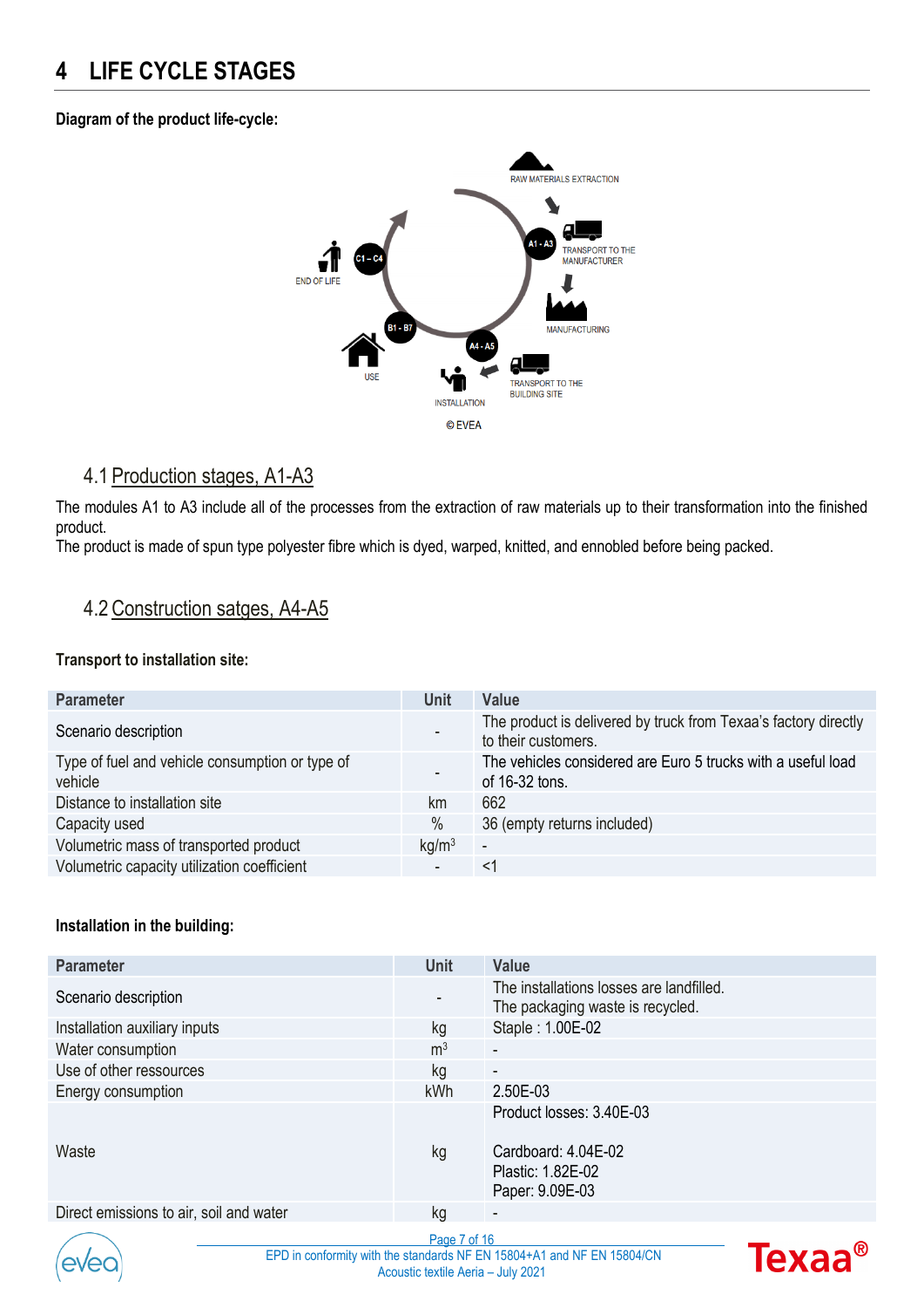# 4 LIFE CYCLE STAGES

**Diagram of the product life-cycle:**

RAW MATERIALS EXTRACTION

A1 - A3

TRANSPORT TO THE MANUFACTURER

MANUFACTURING

TRANSPORT TO THE BUILDING SITE

A4 - A5

INSTALLATION

B1 - B7

USE

C1 – C4

END OF LIFE

© EVEA

## 4.1 Production stages, A1-A3

The modules A1 to A3 include all of the processes from the extraction of raw materials up to their transformation into the finished product.

The product is made of spun type polyester fibre which is dyed, warped, knitted, and ennobled before being packed.

## 4.2 Construction satges, A4-A5

**Transport to installation site:**

| Parameter | Unit | Value |
|---|---|---|
| Scenario description | - | The product is delivered by truck from Texaa's factory directly to their customers. |
| Type of fuel and vehicle consumption or type of vehicle | - | The vehicles considered are Euro 5 trucks with a useful load of 16-32 tons. |
| Distance to installation site | km | 662 |
| Capacity used | % | 36 (empty returns included) |
| Volumetric mass of transported product | kg/m$^3$ | - |
| Volumetric capacity utilization coefficient | - | <1 |

**Installation in the building:**

| Parameter | Unit | Value |
|---|---|---|
| Scenario description | - | The installations losses are landfilled.<br>The packaging waste is recycled. |
| Installation auxiliary inputs | kg | Staple : 1.00E-02 |
| Water consumption | m$^3$ | - |
| Use of other ressources | kg | - |
| Energy consumption | kWh | 2.50E-03 |
| Waste | kg | Product losses: 3.40E-03<br><br>Cardboard: 4.04E-02<br>Plastic: 1.82E-02<br>Paper: 9.09E-03 |
| Direct emissions to air, soil and water | kg | - |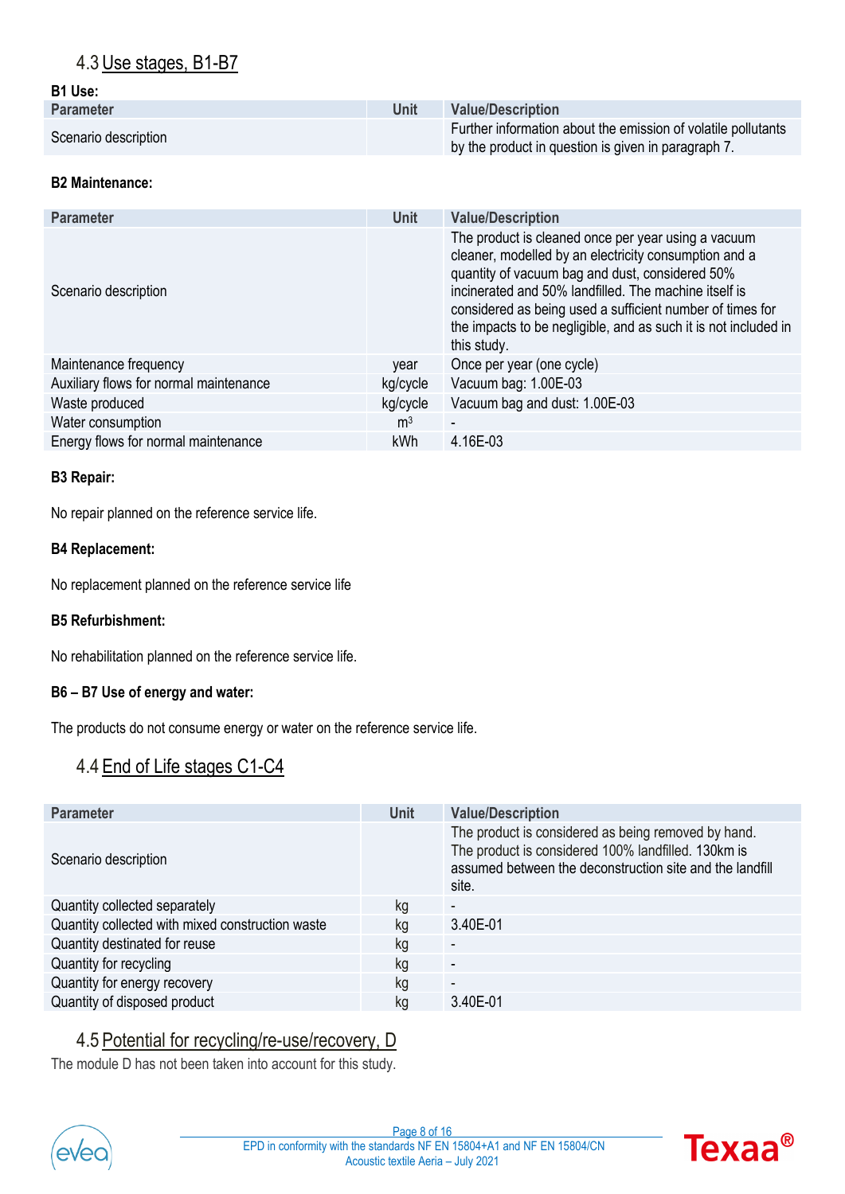## 4.3 Use stages, B1-B7

**B1 Use:**

| Parameter | Unit | Value/Description |
|---|---|---|
| Scenario description | | Further information about the emission of volatile pollutants by the product in question is given in paragraph 7. |

**B2 Maintenance:**

| Parameter | Unit | Value/Description |
|---|---|---|
| Scenario description | | The product is cleaned once per year using a vacuum cleaner, modelled by an electricity consumption and a quantity of vacuum bag and dust, considered 50% incinerated and 50% landfilled. The machine itself is considered as being used a sufficient number of times for the impacts to be negligible, and as such it is not included in this study. |
| Maintenance frequency | year | Once per year (one cycle) |
| Auxiliary flows for normal maintenance | kg/cycle | Vacuum bag: 1.00E-03 |
| Waste produced | kg/cycle | Vacuum bag and dust: 1.00E-03 |
| Water consumption | $m^3$ | - |
| Energy flows for normal maintenance | kWh | 4.16E-03 |

**B3 Repair:**

No repair planned on the reference service life.

**B4 Replacement:**

No replacement planned on the reference service life

**B5 Refurbishment:**

No rehabilitation planned on the reference service life.

**B6 – B7 Use of energy and water:**

The products do not consume energy or water on the reference service life.

## 4.4 End of Life stages C1-C4

| Parameter | Unit | Value/Description |
|---|---|---|
| Scenario description | | The product is considered as being removed by hand. The product is considered 100% landfilled. 130km is assumed between the deconstruction site and the landfill site. |
| Quantity collected separately | kg | - |
| Quantity collected with mixed construction waste | kg | 3.40E-01 |
| Quantity destinated for reuse | kg | - |
| Quantity for recycling | kg | - |
| Quantity for energy recovery | kg | - |
| Quantity of disposed product | kg | 3.40E-01 |

## 4.5 Potential for recycling/re-use/recovery, D

The module D has not been taken into account for this study.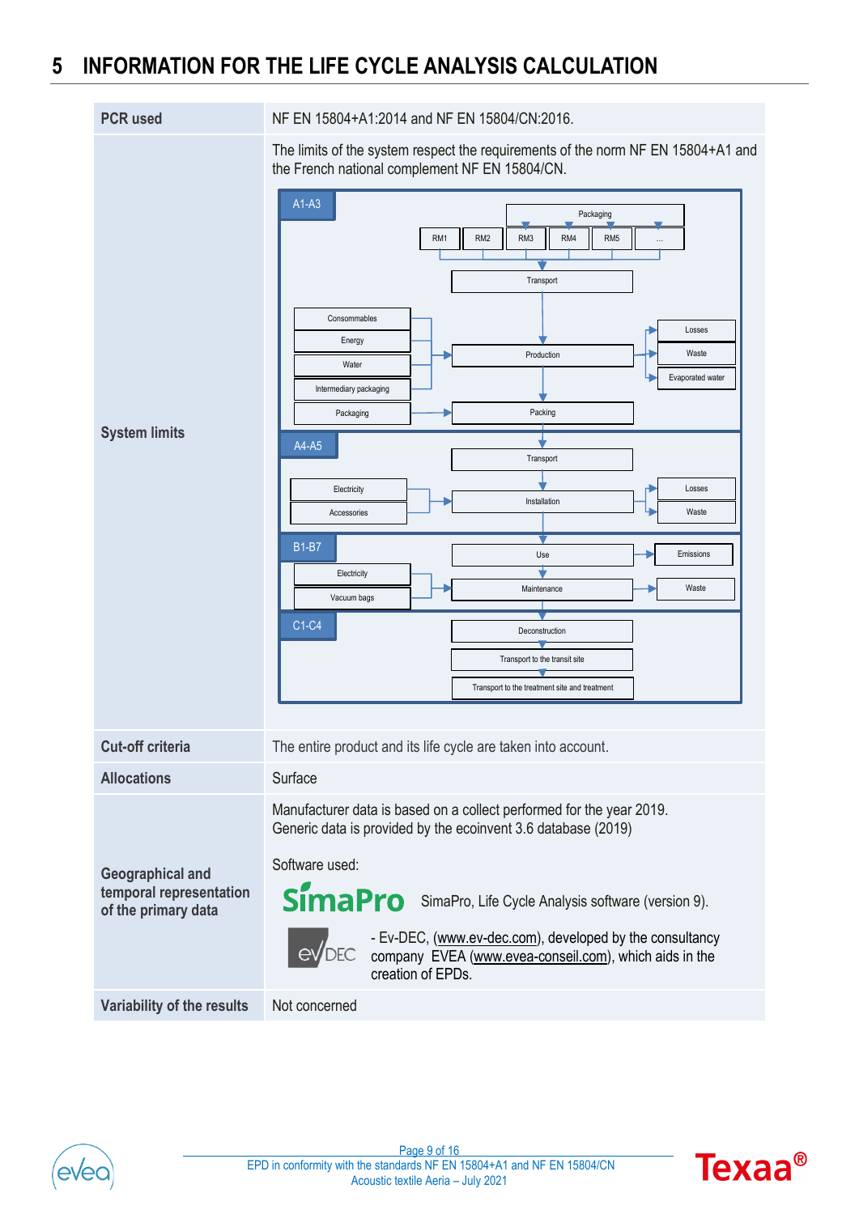# 5 INFORMATION FOR THE LIFE CYCLE ANALYSIS CALCULATION

| | |
|---|---|
| **PCR used** | NF EN 15804+A1:2014 and NF EN 15804/CN:2016. |
| **System limits** | The limits of the system respect the requirements of the norm NF EN 15804+A1 and the French national complement NF EN 15804/CN. |
| **Cut-off criteria** | The entire product and its life cycle are taken into account. |
| **Allocations** | Surface |
| **Geographical and temporal representation of the primary data** | Manufacturer data is based on a collect performed for the year 2019. Generic data is provided by the ecoinvent 3.6 database (2019) <br><br> Software used: <br> SimaPro, Life Cycle Analysis software (version 9). <br> - Ev-DEC, (www.ev-dec.com), developed by the consultancy company EVEA (www.evea-conseil.com), which aids in the creation of EPDs. |
| **Variability of the results** | Not concerned |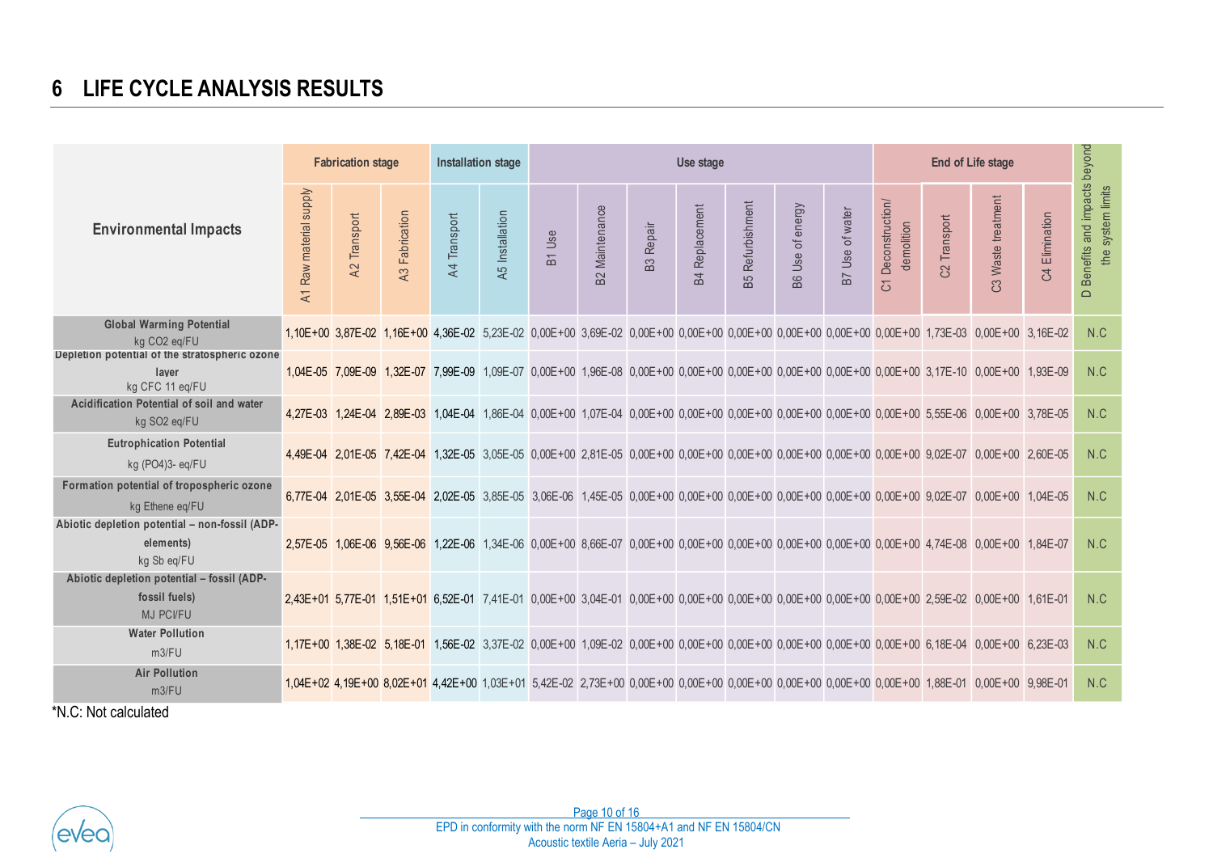# 6 LIFE CYCLE ANALYSIS RESULTS

| Environmental Impacts | Fabrication stage | | | Installation stage | | Use stage | | | | | | | End of Life stage | | | | D Benefits and impacts beyond the system limits |
|---|---|---|---|---|---|---|---|---|---|---|---|---|---|---|---|---|---|
| | A1 Raw material supply | A2 Transport | A3 Fabrication | A4 Transport | A5 Installation | B1 Use | B2 Maintenance | B3 Repair | B4 Replacement | B5 Refurbishment | B6 Use of energy | B7 Use of water | C1 Deconstruction/ demolition | C2 Transport | C3 Waste treatment | C4 Elimination | |
| **Global Warming Potential** kg CO2 eq/FU | 1,10E+00 | 3,87E-02 | 1,16E+00 | 4,36E-02 | 5,23E-02 | 0,00E+00 | 3,69E-02 | 0,00E+00 | 0,00E+00 | 0,00E+00 | 0,00E+00 | 0,00E+00 | 0,00E+00 | 1,73E-03 | 0,00E+00 | 3,16E-02 | N.C |
| **Depletion potential of the stratospheric ozone layer** kg CFC 11 eq/FU | 1,04E-05 | 7,09E-09 | 1,32E-07 | 7,99E-09 | 1,09E-07 | 0,00E+00 | 1,96E-08 | 0,00E+00 | 0,00E+00 | 0,00E+00 | 0,00E+00 | 0,00E+00 | 0,00E+00 | 3,17E-10 | 0,00E+00 | 1,93E-09 | N.C |
| **Acidification Potential of soil and water** kg SO2 eq/FU | 4,27E-03 | 1,24E-04 | 2,89E-03 | 1,04E-04 | 1,86E-04 | 0,00E+00 | 1,07E-04 | 0,00E+00 | 0,00E+00 | 0,00E+00 | 0,00E+00 | 0,00E+00 | 0,00E+00 | 5,55E-06 | 0,00E+00 | 3,78E-05 | N.C |
| **Eutrophication Potential** kg (PO4)3- eq/FU | 4,49E-04 | 2,01E-05 | 7,42E-04 | 1,32E-05 | 3,05E-05 | 0,00E+00 | 2,81E-05 | 0,00E+00 | 0,00E+00 | 0,00E+00 | 0,00E+00 | 0,00E+00 | 0,00E+00 | 9,02E-07 | 0,00E+00 | 2,60E-05 | N.C |
| **Formation potential of tropospheric ozone** kg Ethene eq/FU | 6,77E-04 | 2,01E-05 | 3,55E-04 | 2,02E-05 | 3,85E-05 | 3,06E-06 | 1,45E-05 | 0,00E+00 | 0,00E+00 | 0,00E+00 | 0,00E+00 | 0,00E+00 | 0,00E+00 | 9,02E-07 | 0,00E+00 | 1,04E-05 | N.C |
| **Abiotic depletion potential – non-fossil (ADP-elements)** kg Sb eq/FU | 2,57E-05 | 1,06E-06 | 9,56E-06 | 1,22E-06 | 1,34E-06 | 0,00E+00 | 8,66E-07 | 0,00E+00 | 0,00E+00 | 0,00E+00 | 0,00E+00 | 0,00E+00 | 0,00E+00 | 4,74E-08 | 0,00E+00 | 1,84E-07 | N.C |
| **Abiotic depletion potential – fossil (ADP-fossil fuels)** MJ PCI/FU | 2,43E+01 | 5,77E-01 | 1,51E+01 | 6,52E-01 | 7,41E-01 | 0,00E+00 | 3,04E-01 | 0,00E+00 | 0,00E+00 | 0,00E+00 | 0,00E+00 | 0,00E+00 | 0,00E+00 | 2,59E-02 | 0,00E+00 | 1,61E-01 | N.C |
| **Water Pollution** m3/FU | 1,17E+00 | 1,38E-02 | 5,18E-01 | 1,56E-02 | 3,37E-02 | 0,00E+00 | 1,09E-02 | 0,00E+00 | 0,00E+00 | 0,00E+00 | 0,00E+00 | 0,00E+00 | 0,00E+00 | 6,18E-04 | 0,00E+00 | 6,23E-03 | N.C |
| **Air Pollution** m3/FU | 1,04E+02 | 4,19E+00 | 8,02E+01 | 4,42E+00 | 1,03E+01 | 5,42E-02 | 2,73E+00 | 0,00E+00 | 0,00E+00 | 0,00E+00 | 0,00E+00 | 0,00E+00 | 0,00E+00 | 1,88E-01 | 0,00E+00 | 9,98E-01 | N.C |

*N.C: Not calculated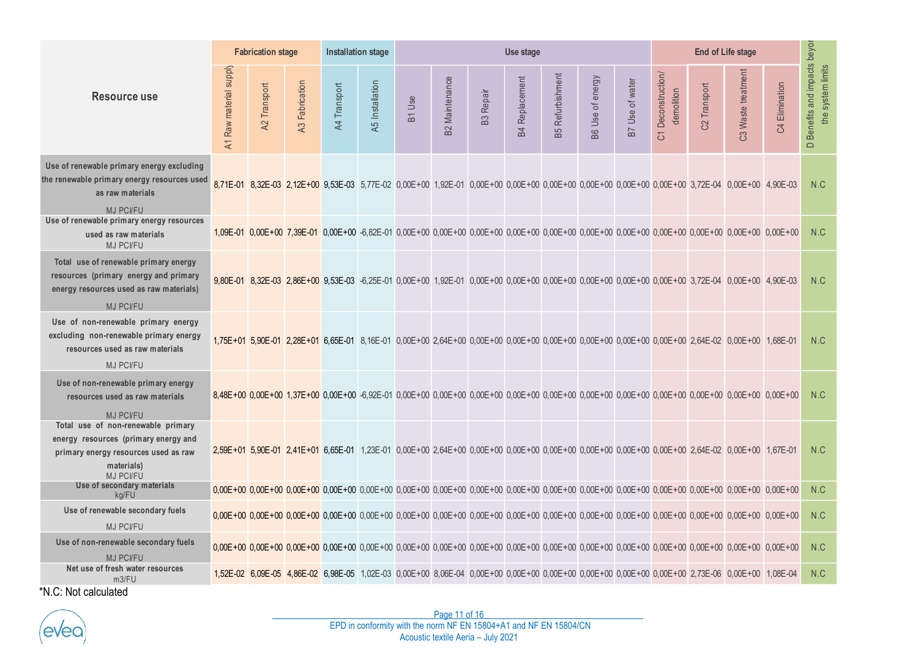| Resource use | Fabrication stage | | | Installation stage | | Use stage | | | | | | | End of Life stage | | | | D Benefits and impacts beyond the system limits |
|---|---|---|---|---|---|---|---|---|---|---|---|---|---|---|---|---|---|
| | A1 Raw material supply | A2 Transport | A3 Fabrication | A4 Transport | A5 Installation | B1 Use | B2 Maintenance | B3 Repair | B4 Replacement | B5 Refurbishment | B6 Use of energy | B7 Use of water | C1 Deconstruction/ demolition | C2 Transport | C3 Waste treatment | C4 Elimination | |
| Use of renewable primary energy excluding the renewable primary energy resources used as raw materials MJ PCI/FU | 8,71E-01 | 8,32E-03 | 2,12E+00 | 9,53E-03 | 5,77E-02 | 0,00E+00 | 1,92E-01 | 0,00E+00 | 0,00E+00 | 0,00E+00 | 0,00E+00 | 0,00E+00 | 0,00E+00 | 3,72E-04 | 0,00E+00 | 4,90E-03 | N.C |
| Use of renewable primary energy resources used as raw materials MJ PCI/FU | 1,09E-01 | 0,00E+00 | 7,39E-01 | 0,00E+00 | -6,82E-01 | 0,00E+00 | 0,00E+00 | 0,00E+00 | 0,00E+00 | 0,00E+00 | 0,00E+00 | 0,00E+00 | 0,00E+00 | 0,00E+00 | 0,00E+00 | 0,00E+00 | N.C |
| Total use of renewable primary energy resources (primary energy and primary energy resources used as raw materials) MJ PCI/FU | 9,80E-01 | 8,32E-03 | 2,86E+00 | 9,53E-03 | -6,25E-01 | 0,00E+00 | 1,92E-01 | 0,00E+00 | 0,00E+00 | 0,00E+00 | 0,00E+00 | 0,00E+00 | 0,00E+00 | 3,72E-04 | 0,00E+00 | 4,90E-03 | N.C |
| Use of non-renewable primary energy excluding non-renewable primary energy resources used as raw materials MJ PCI/FU | 1,75E+01 | 5,90E-01 | 2,28E+01 | 6,65E-01 | 8,16E-01 | 0,00E+00 | 2,64E+00 | 0,00E+00 | 0,00E+00 | 0,00E+00 | 0,00E+00 | 0,00E+00 | 0,00E+00 | 2,64E-02 | 0,00E+00 | 1,68E-01 | N.C |
| Use of non-renewable primary energy resources used as raw materials MJ PCI/FU | 8,48E+00 | 0,00E+00 | 1,37E+00 | 0,00E+00 | -6,92E-01 | 0,00E+00 | 0,00E+00 | 0,00E+00 | 0,00E+00 | 0,00E+00 | 0,00E+00 | 0,00E+00 | 0,00E+00 | 0,00E+00 | 0,00E+00 | 0,00E+00 | N.C |
| Total use of non-renewable primary energy resources (primary energy and primary energy resources used as raw materials) MJ PCI/FU | 2,59E+01 | 5,90E-01 | 2,41E+01 | 6,65E-01 | 1,23E-01 | 0,00E+00 | 2,64E+00 | 0,00E+00 | 0,00E+00 | 0,00E+00 | 0,00E+00 | 0,00E+00 | 0,00E+00 | 2,64E-02 | 0,00E+00 | 1,67E-01 | N.C |
| Use of secondary materials kg/FU | 0,00E+00 | 0,00E+00 | 0,00E+00 | 0,00E+00 | 0,00E+00 | 0,00E+00 | 0,00E+00 | 0,00E+00 | 0,00E+00 | 0,00E+00 | 0,00E+00 | 0,00E+00 | 0,00E+00 | 0,00E+00 | 0,00E+00 | 0,00E+00 | N.C |
| Use of renewable secondary fuels MJ PCI/FU | 0,00E+00 | 0,00E+00 | 0,00E+00 | 0,00E+00 | 0,00E+00 | 0,00E+00 | 0,00E+00 | 0,00E+00 | 0,00E+00 | 0,00E+00 | 0,00E+00 | 0,00E+00 | 0,00E+00 | 0,00E+00 | 0,00E+00 | 0,00E+00 | N.C |
| Use of non-renewable secondary fuels MJ PCI/FU | 0,00E+00 | 0,00E+00 | 0,00E+00 | 0,00E+00 | 0,00E+00 | 0,00E+00 | 0,00E+00 | 0,00E+00 | 0,00E+00 | 0,00E+00 | 0,00E+00 | 0,00E+00 | 0,00E+00 | 0,00E+00 | 0,00E+00 | 0,00E+00 | N.C |
| Net use of fresh water resources m3/FU | 1,52E-02 | 6,09E-05 | 4,86E-02 | 6,98E-05 | 1,02E-03 | 0,00E+00 | 8,06E-04 | 0,00E+00 | 0,00E+00 | 0,00E+00 | 0,00E+00 | 0,00E+00 | 0,00E+00 | 2,73E-06 | 0,00E+00 | 1,08E-04 | N.C |

*N.C: Not calculated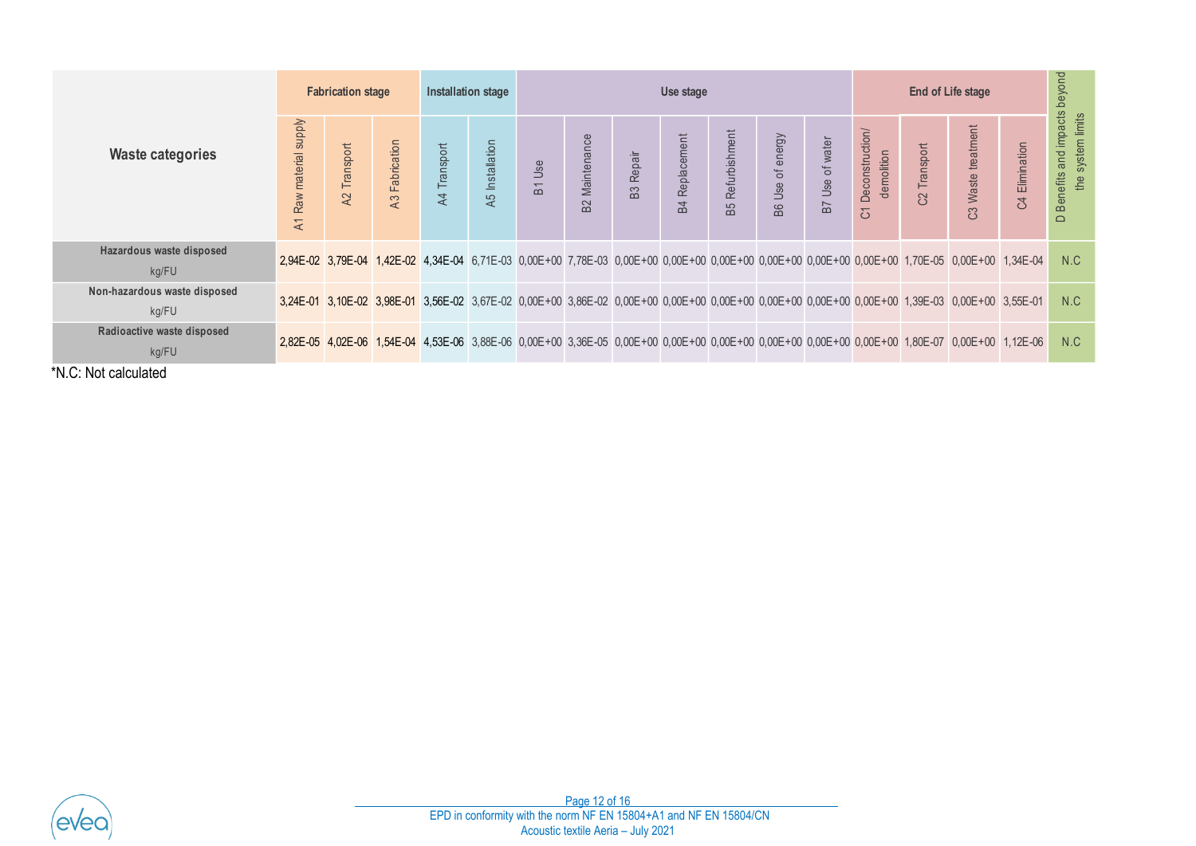| Waste categories | Fabrication stage | | | Installation stage | | Use stage | | | | | | | End of Life stage | | | | D Benefits and impacts beyond the system limits |
|---|---|---|---|---|---|---|---|---|---|---|---|---|---|---|---|---|---|
| | A1 Raw material supply | A2 Transport | A3 Fabrication | A4 Transport | A5 Installation | B1 Use | B2 Maintenance | B3 Repair | B4 Replacement | B5 Refurbishment | B6 Use of energy | B7 Use of water | C1 Deconstruction/ demolition | C2 Transport | C3 Waste treatment | C4 Elimination | |
| **Hazardous waste disposed** kg/FU | 2,94E-02 | 3,79E-04 | 1,42E-02 | 4,34E-04 | 6,71E-03 | 0,00E+00 | 7,78E-03 | 0,00E+00 | 0,00E+00 | 0,00E+00 | 0,00E+00 | 0,00E+00 | 0,00E+00 | 1,70E-05 | 0,00E+00 | 1,34E-04 | N.C |
| **Non-hazardous waste disposed** kg/FU | 3,24E-01 | 3,10E-02 | 3,98E-01 | 3,56E-02 | 3,67E-02 | 0,00E+00 | 3,86E-02 | 0,00E+00 | 0,00E+00 | 0,00E+00 | 0,00E+00 | 0,00E+00 | 0,00E+00 | 1,39E-03 | 0,00E+00 | 3,55E-01 | N.C |
| **Radioactive waste disposed** kg/FU | 2,82E-05 | 4,02E-06 | 1,54E-04 | 4,53E-06 | 3,88E-06 | 0,00E+00 | 3,36E-05 | 0,00E+00 | 0,00E+00 | 0,00E+00 | 0,00E+00 | 0,00E+00 | 0,00E+00 | 1,80E-07 | 0,00E+00 | 1,12E-06 | N.C |

*N.C: Not calculated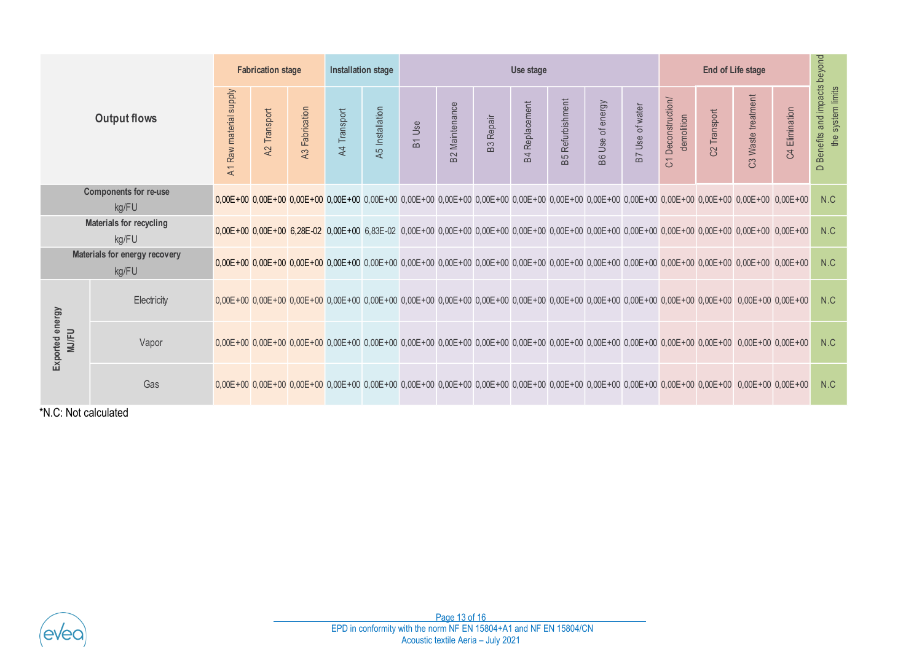| Output flows | | Fabrication stage | | | Installation stage | | Use stage | | | | | | | End of Life stage | | | | D Benefits and impacts beyond the system limits |
|---|---|---|---|---|---|---|---|---|---|---|---|---|---|---|---|---|---|---|
| | | A1 Raw material supply | A2 Transport | A3 Fabrication | A4 Transport | A5 Installation | B1 Use | B2 Maintenance | B3 Repair | B4 Replacement | B5 Refurbishment | B6 Use of energy | B7 Use of water | C1 Deconstruction/ demolition | C2 Transport | C3 Waste treatment | C4 Elimination | |
| **Components for re-use** kg/FU | | 0,00E+00 | 0,00E+00 | 0,00E+00 | 0,00E+00 | 0,00E+00 | 0,00E+00 | 0,00E+00 | 0,00E+00 | 0,00E+00 | 0,00E+00 | 0,00E+00 | 0,00E+00 | 0,00E+00 | 0,00E+00 | 0,00E+00 | 0,00E+00 | N.C |
| **Materials for recycling** kg/FU | | 0,00E+00 | 0,00E+00 | 6,28E-02 | 0,00E+00 | 6,83E-02 | 0,00E+00 | 0,00E+00 | 0,00E+00 | 0,00E+00 | 0,00E+00 | 0,00E+00 | 0,00E+00 | 0,00E+00 | 0,00E+00 | 0,00E+00 | 0,00E+00 | N.C |
| **Materials for energy recovery** kg/FU | | 0,00E+00 | 0,00E+00 | 0,00E+00 | 0,00E+00 | 0,00E+00 | 0,00E+00 | 0,00E+00 | 0,00E+00 | 0,00E+00 | 0,00E+00 | 0,00E+00 | 0,00E+00 | 0,00E+00 | 0,00E+00 | 0,00E+00 | 0,00E+00 | N.C |
| **Exported energy MJ/FU** | Electricity | 0,00E+00 | 0,00E+00 | 0,00E+00 | 0,00E+00 | 0,00E+00 | 0,00E+00 | 0,00E+00 | 0,00E+00 | 0,00E+00 | 0,00E+00 | 0,00E+00 | 0,00E+00 | 0,00E+00 | 0,00E+00 | 0,00E+00 | 0,00E+00 | N.C |
| | Vapor | 0,00E+00 | 0,00E+00 | 0,00E+00 | 0,00E+00 | 0,00E+00 | 0,00E+00 | 0,00E+00 | 0,00E+00 | 0,00E+00 | 0,00E+00 | 0,00E+00 | 0,00E+00 | 0,00E+00 | 0,00E+00 | 0,00E+00 | 0,00E+00 | N.C |
| | Gas | 0,00E+00 | 0,00E+00 | 0,00E+00 | 0,00E+00 | 0,00E+00 | 0,00E+00 | 0,00E+00 | 0,00E+00 | 0,00E+00 | 0,00E+00 | 0,00E+00 | 0,00E+00 | 0,00E+00 | 0,00E+00 | 0,00E+00 | 0,00E+00 | N.C |

*N.C: Not calculated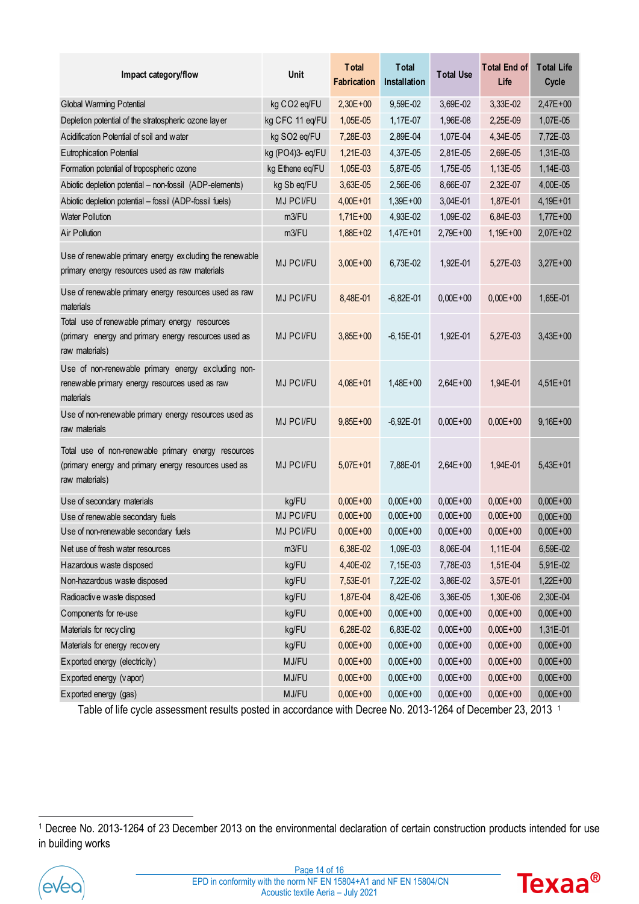| Impact category/flow | Unit | Total Fabrication | Total Installation | Total Use | Total End of Life | Total Life Cycle |
|---|---|---|---|---|---|---|
| Global Warming Potential | kg CO2 eq/FU | 2,30E+00 | 9,59E-02 | 3,69E-02 | 3,33E-02 | 2,47E+00 |
| Depletion potential of the stratospheric ozone layer | kg CFC 11 eq/FU | 1,05E-05 | 1,17E-07 | 1,96E-08 | 2,25E-09 | 1,07E-05 |
| Acidification Potential of soil and water | kg SO2 eq/FU | 7,28E-03 | 2,89E-04 | 1,07E-04 | 4,34E-05 | 7,72E-03 |
| Eutrophication Potential | kg (PO4)3- eq/FU | 1,21E-03 | 4,37E-05 | 2,81E-05 | 2,69E-05 | 1,31E-03 |
| Formation potential of tropospheric ozone | kg Ethene eq/FU | 1,05E-03 | 5,87E-05 | 1,75E-05 | 1,13E-05 | 1,14E-03 |
| Abiotic depletion potential – non-fossil (ADP-elements) | kg Sb eq/FU | 3,63E-05 | 2,56E-06 | 8,66E-07 | 2,32E-07 | 4,00E-05 |
| Abiotic depletion potential – fossil (ADP-fossil fuels) | MJ PCI/FU | 4,00E+01 | 1,39E+00 | 3,04E-01 | 1,87E-01 | 4,19E+01 |
| Water Pollution | m3/FU | 1,71E+00 | 4,93E-02 | 1,09E-02 | 6,84E-03 | 1,77E+00 |
| Air Pollution | m3/FU | 1,88E+02 | 1,47E+01 | 2,79E+00 | 1,19E+00 | 2,07E+02 |
| Use of renewable primary energy excluding the renewable primary energy resources used as raw materials | MJ PCI/FU | 3,00E+00 | 6,73E-02 | 1,92E-01 | 5,27E-03 | 3,27E+00 |
| Use of renewable primary energy resources used as raw materials | MJ PCI/FU | 8,48E-01 | -6,82E-01 | 0,00E+00 | 0,00E+00 | 1,65E-01 |
| Total use of renewable primary energy resources (primary energy and primary energy resources used as raw materials) | MJ PCI/FU | 3,85E+00 | -6,15E-01 | 1,92E-01 | 5,27E-03 | 3,43E+00 |
| Use of non-renewable primary energy excluding non-renewable primary energy resources used as raw materials | MJ PCI/FU | 4,08E+01 | 1,48E+00 | 2,64E+00 | 1,94E-01 | 4,51E+01 |
| Use of non-renewable primary energy resources used as raw materials | MJ PCI/FU | 9,85E+00 | -6,92E-01 | 0,00E+00 | 0,00E+00 | 9,16E+00 |
| Total use of non-renewable primary energy resources (primary energy and primary energy resources used as raw materials) | MJ PCI/FU | 5,07E+01 | 7,88E-01 | 2,64E+00 | 1,94E-01 | 5,43E+01 |
| Use of secondary materials | kg/FU | 0,00E+00 | 0,00E+00 | 0,00E+00 | 0,00E+00 | 0,00E+00 |
| Use of renewable secondary fuels | MJ PCI/FU | 0,00E+00 | 0,00E+00 | 0,00E+00 | 0,00E+00 | 0,00E+00 |
| Use of non-renewable secondary fuels | MJ PCI/FU | 0,00E+00 | 0,00E+00 | 0,00E+00 | 0,00E+00 | 0,00E+00 |
| Net use of fresh water resources | m3/FU | 6,38E-02 | 1,09E-03 | 8,06E-04 | 1,11E-04 | 6,59E-02 |
| Hazardous waste disposed | kg/FU | 4,40E-02 | 7,15E-03 | 7,78E-03 | 1,51E-04 | 5,91E-02 |
| Non-hazardous waste disposed | kg/FU | 7,53E-01 | 7,22E-02 | 3,86E-02 | 3,57E-01 | 1,22E+00 |
| Radioactive waste disposed | kg/FU | 1,87E-04 | 8,42E-06 | 3,36E-05 | 1,30E-06 | 2,30E-04 |
| Components for re-use | kg/FU | 0,00E+00 | 0,00E+00 | 0,00E+00 | 0,00E+00 | 0,00E+00 |
| Materials for recycling | kg/FU | 6,28E-02 | 6,83E-02 | 0,00E+00 | 0,00E+00 | 1,31E-01 |
| Materials for energy recovery | kg/FU | 0,00E+00 | 0,00E+00 | 0,00E+00 | 0,00E+00 | 0,00E+00 |
| Exported energy (electricity) | MJ/FU | 0,00E+00 | 0,00E+00 | 0,00E+00 | 0,00E+00 | 0,00E+00 |
| Exported energy (vapor) | MJ/FU | 0,00E+00 | 0,00E+00 | 0,00E+00 | 0,00E+00 | 0,00E+00 |
| Exported energy (gas) | MJ/FU | 0,00E+00 | 0,00E+00 | 0,00E+00 | 0,00E+00 | 0,00E+00 |

Table of life cycle assessment results posted in accordance with Decree No. 2013-1264 of December 23, 2013 [1]

[1] Decree No. 2013-1264 of 23 December 2013 on the environmental declaration of certain construction products intended for use in building works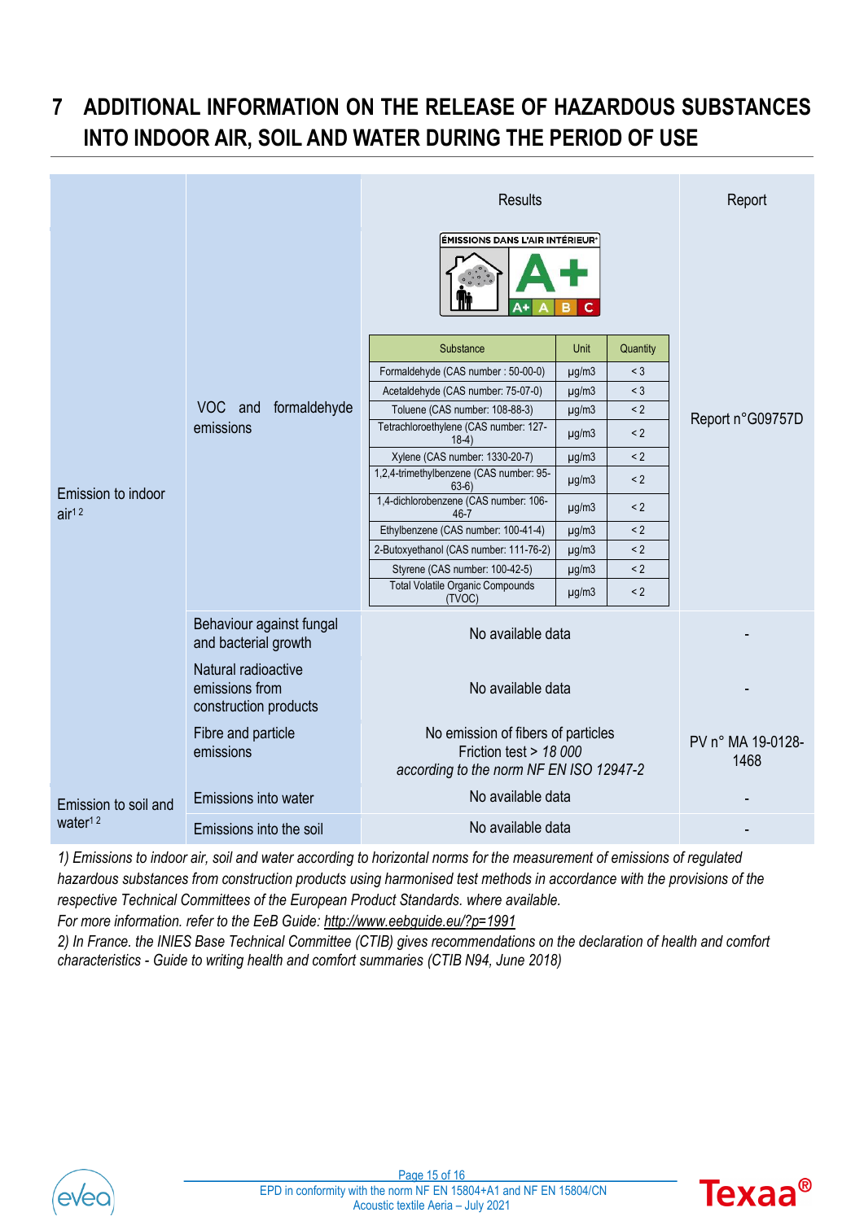# 7 ADDITIONAL INFORMATION ON THE RELEASE OF HAZARDOUS SUBSTANCES INTO INDOOR AIR, SOIL AND WATER DURING THE PERIOD OF USE

| | | Results | Report |
|---|---|---|---|
| Emission to indoor air[1,2] | VOC and formaldehyde emissions | ÉMISSIONS DANS L'AIR INTÉRIEUR A+ (A+ A B C) — see VOC table below | Report n°G09757D |
| | Behaviour against fungal and bacterial growth | No available data | - |
| | Natural radioactive emissions from construction products | No available data | - |
| | Fibre and particle emissions | No emission of fibers of particles<br>Friction test > *18 000*<br>*according to the norm NF EN ISO 12947-2* | PV n° MA 19-0128-1468 |
| Emission to soil and water[1,2] | Emissions into water | No available data | - |
| | Emissions into the soil | No available data | - |

| Substance | Unit | Quantity |
|---|---|---|
| Formaldehyde (CAS number : 50-00-0) | µg/m3 | < 3 |
| Acetaldehyde (CAS number: 75-07-0) | µg/m3 | < 3 |
| Toluene (CAS number: 108-88-3) | µg/m3 | < 2 |
| Tetrachloroethylene (CAS number: 127-18-4) | µg/m3 | < 2 |
| Xylene (CAS number: 1330-20-7) | µg/m3 | < 2 |
| 1,2,4-trimethylbenzene (CAS number: 95-63-6) | µg/m3 | < 2 |
| 1,4-dichlorobenzene (CAS number: 106-46-7 | µg/m3 | < 2 |
| Ethylbenzene (CAS number: 100-41-4) | µg/m3 | < 2 |
| 2-Butoxyethanol (CAS number: 111-76-2) | µg/m3 | < 2 |
| Styrene (CAS number: 100-42-5) | µg/m3 | < 2 |
| Total Volatile Organic Compounds (TVOC) | µg/m3 | < 2 |

*1) Emissions to indoor air, soil and water according to horizontal norms for the measurement of emissions of regulated hazardous substances from construction products using harmonised test methods in accordance with the provisions of the respective Technical Committees of the European Product Standards. where available.*
*For more information. refer to the EeB Guide: http://www.eebguide.eu/?p=1991*
*2) In France. the INIES Base Technical Committee (CTIB) gives recommendations on the declaration of health and comfort characteristics - Guide to writing health and comfort summaries (CTIB N94, June 2018)*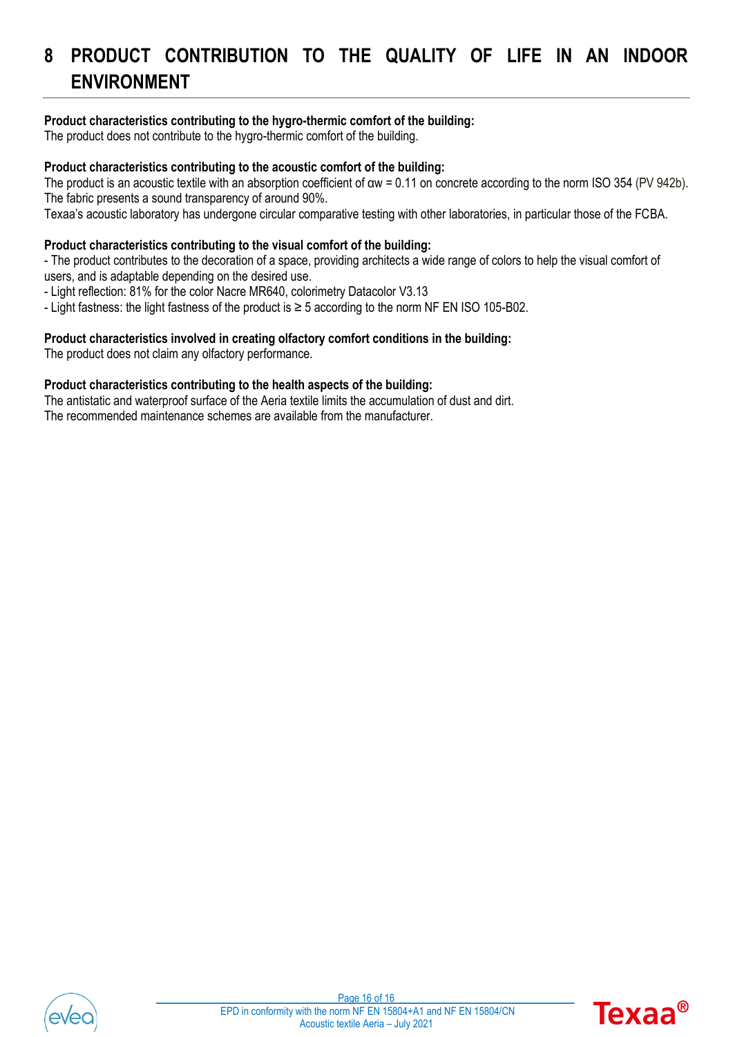# 8 PRODUCT CONTRIBUTION TO THE QUALITY OF LIFE IN AN INDOOR ENVIRONMENT

**Product characteristics contributing to the hygro-thermic comfort of the building:**
The product does not contribute to the hygro-thermic comfort of the building.

**Product characteristics contributing to the acoustic comfort of the building:**
The product is an acoustic textile with an absorption coefficient of $\alpha w = 0.11$ on concrete according to the norm ISO 354 (PV 942b).
The fabric presents a sound transparency of around 90%.
Texaa's acoustic laboratory has undergone circular comparative testing with other laboratories, in particular those of the FCBA.

**Product characteristics contributing to the visual comfort of the building:**
- The product contributes to the decoration of a space, providing architects a wide range of colors to help the visual comfort of users, and is adaptable depending on the desired use.
- Light reflection: 81% for the color Nacre MR640, colorimetry Datacolor V3.13
- Light fastness: the light fastness of the product is ≥ 5 according to the norm NF EN ISO 105-B02.

**Product characteristics involved in creating olfactory comfort conditions in the building:**
The product does not claim any olfactory performance.

**Product characteristics contributing to the health aspects of the building:**
The antistatic and waterproof surface of the Aeria textile limits the accumulation of dust and dirt.
The recommended maintenance schemes are available from the manufacturer.